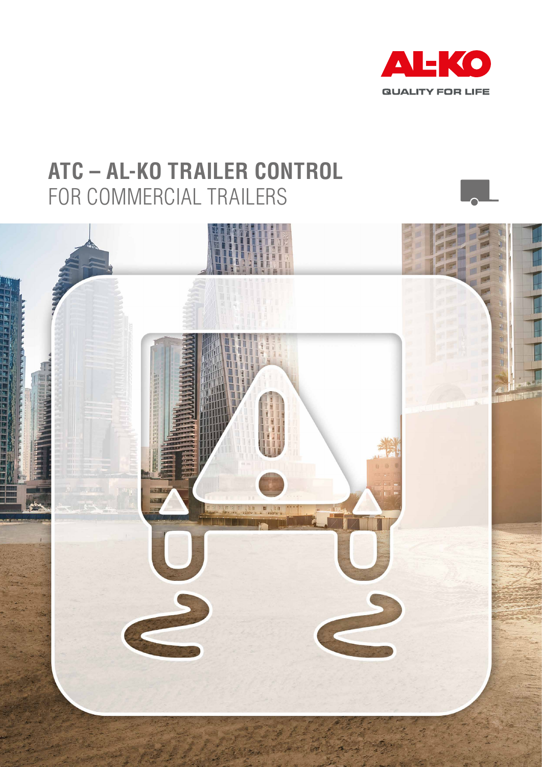AL-KO

QUALITY FOR LIFE

# ATC – AL-KO TRAILER CONTROL

## FOR COMMERCIAL TRAILERS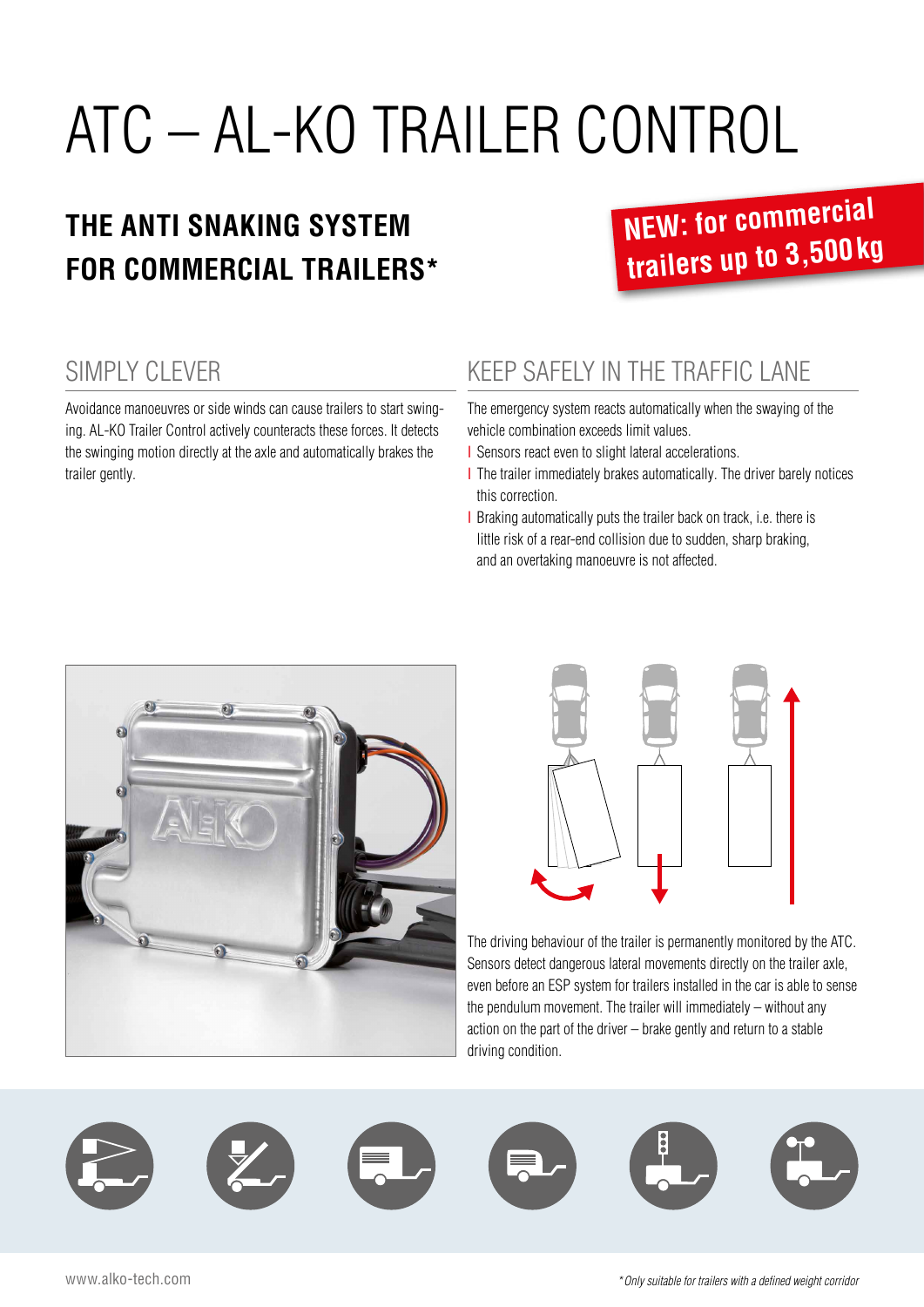# ATC – AL-KO TRAILER CONTROL

## THE ANTI SNAKING SYSTEM FOR COMMERCIAL TRAILERS*

**NEW: for commercial trailers up to 3,500 kg**

### SIMPLY CLEVER

Avoidance manoeuvres or side winds can cause trailers to start swinging. AL-KO Trailer Control actively counteracts these forces. It detects the swinging motion directly at the axle and automatically brakes the trailer gently.

### KEEP SAFELY IN THE TRAFFIC LANE

The emergency system reacts automatically when the swaying of the vehicle combination exceeds limit values.

- Sensors react even to slight lateral accelerations.
- The trailer immediately brakes automatically. The driver barely notices this correction.
- Braking automatically puts the trailer back on track, i.e. there is little risk of a rear-end collision due to sudden, sharp braking, and an overtaking manoeuvre is not affected.

The driving behaviour of the trailer is permanently monitored by the ATC. Sensors detect dangerous lateral movements directly on the trailer axle, even before an ESP system for trailers installed in the car is able to sense the pendulum movement. The trailer will immediately – without any action on the part of the driver – brake gently and return to a stable driving condition.

*Only suitable for trailers with a defined weight corridor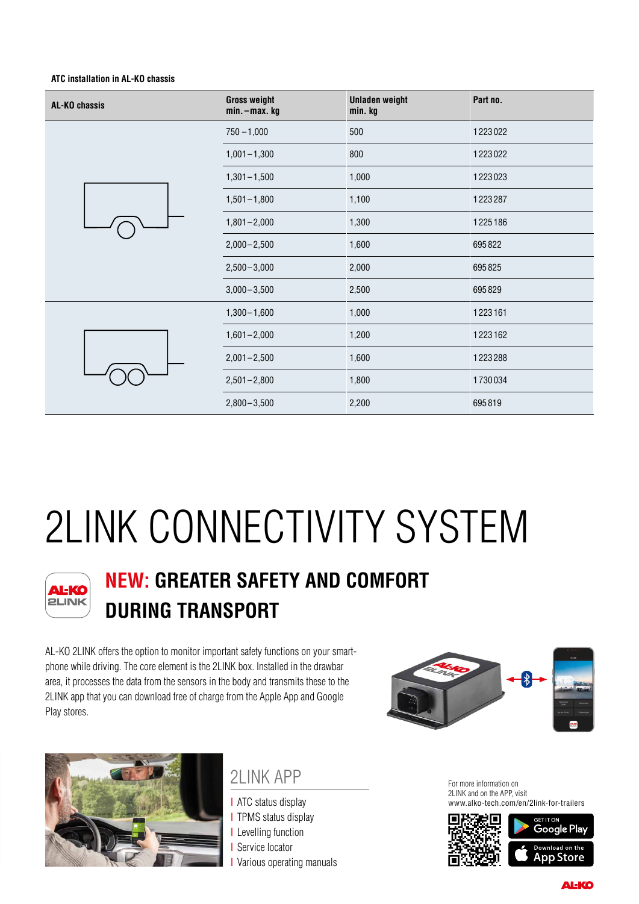**ATC installation in AL-KO chassis**

| AL-KO chassis | Gross weight min. – max. kg | Unladen weight min. kg | Part no. |
|---|---|---|---|
| | 750 – 1,000 | 500 | 1223022 |
| | 1,001 – 1,300 | 800 | 1223022 |
| | 1,301 – 1,500 | 1,000 | 1223023 |
| | 1,501 – 1,800 | 1,100 | 1223287 |
| | 1,801 – 2,000 | 1,300 | 1225186 |
| | 2,000 – 2,500 | 1,600 | 695822 |
| | 2,500 – 3,000 | 2,000 | 695825 |
| | 3,000 – 3,500 | 2,500 | 695829 |
| | 1,300 – 1,600 | 1,000 | 1223161 |
| | 1,601 – 2,000 | 1,200 | 1223162 |
| | 2,001 – 2,500 | 1,600 | 1223288 |
| | 2,501 – 2,800 | 1,800 | 1730034 |
| | 2,800 – 3,500 | 2,200 | 695819 |

# 2LINK CONNECTIVITY SYSTEM

## NEW: GREATER SAFETY AND COMFORT DURING TRANSPORT

AL-KO 2LINK offers the option to monitor important safety functions on your smartphone while driving. The core element is the 2LINK box. Installed in the drawbar area, it processes the data from the sensors in the body and transmits these to the 2LINK app that you can download free of charge from the Apple App and Google Play stores.

## 2LINK APP

- ATC status display
- TPMS status display
- Levelling function
- Service locator
- Various operating manuals

For more information on 2LINK and on the APP, visit www.alko-tech.com/en/2link-for-trailers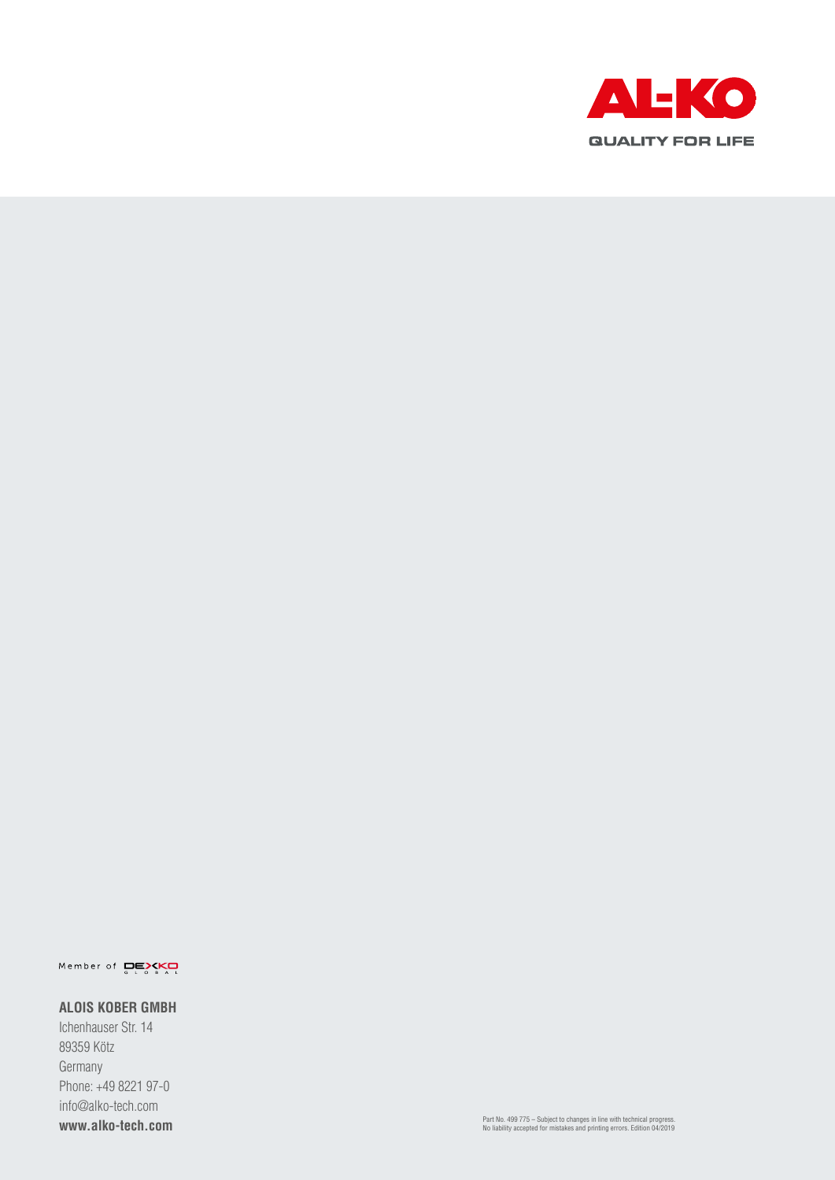AL-KO

QUALITY FOR LIFE

Member of DEXKO GLOBAL

**ALOIS KOBER GMBH**
Ichenhauser Str. 14
89359 Kötz
Germany
Phone: +49 8221 97-0
info@alko-tech.com
**www.alko-tech.com**

Part No. 499 775 – Subject to changes in line with technical progress.
No liability accepted for mistakes and printing errors. Edition 04/2019